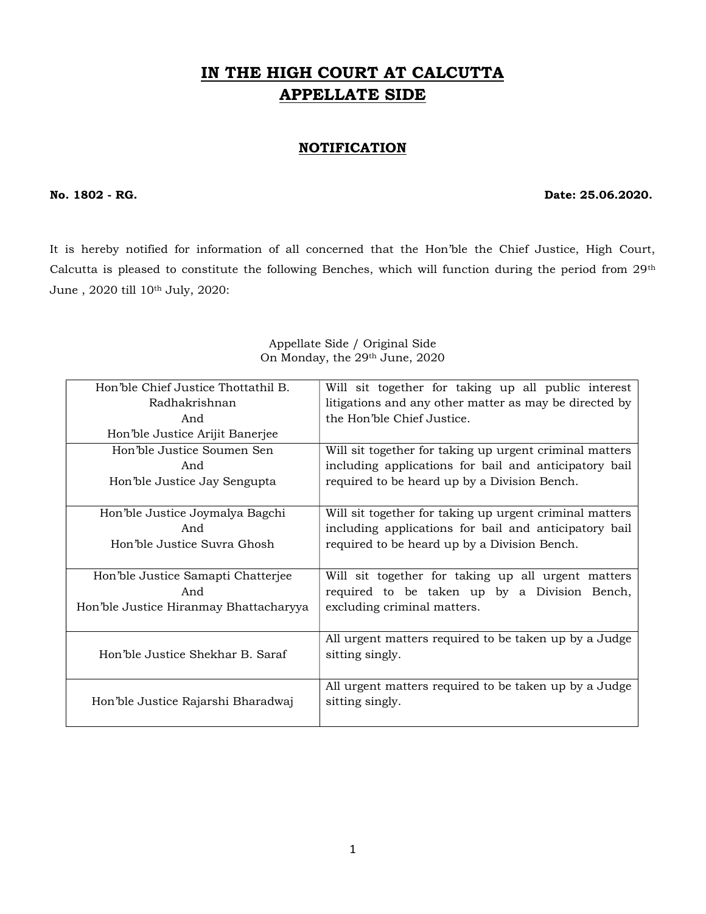# IN THE HIGH COURT AT CALCUTTA
# APPELLATE SIDE

## NOTIFICATION

**No. 1802 - RG.** **Date: 25.06.2020.**

It is hereby notified for information of all concerned that the Hon'ble the Chief Justice, High Court, Calcutta is pleased to constitute the following Benches, which will function during the period from 29th June , 2020 till 10th July, 2020:

Appellate Side / Original Side
On Monday, the 29th June, 2020

| | |
|---|---|
| Hon'ble Chief Justice Thottathil B. Radhakrishnan And Hon'ble Justice Arijit Banerjee | Will sit together for taking up all public interest litigations and any other matter as may be directed by the Hon'ble Chief Justice. |
| Hon'ble Justice Soumen Sen And Hon'ble Justice Jay Sengupta | Will sit together for taking up urgent criminal matters including applications for bail and anticipatory bail required to be heard up by a Division Bench. |
| Hon'ble Justice Joymalya Bagchi And Hon'ble Justice Suvra Ghosh | Will sit together for taking up urgent criminal matters including applications for bail and anticipatory bail required to be heard up by a Division Bench. |
| Hon'ble Justice Samapti Chatterjee And Hon'ble Justice Hiranmay Bhattacharyya | Will sit together for taking up all urgent matters required to be taken up by a Division Bench, excluding criminal matters. |
| Hon'ble Justice Shekhar B. Saraf | All urgent matters required to be taken up by a Judge sitting singly. |
| Hon'ble Justice Rajarshi Bharadwaj | All urgent matters required to be taken up by a Judge sitting singly. |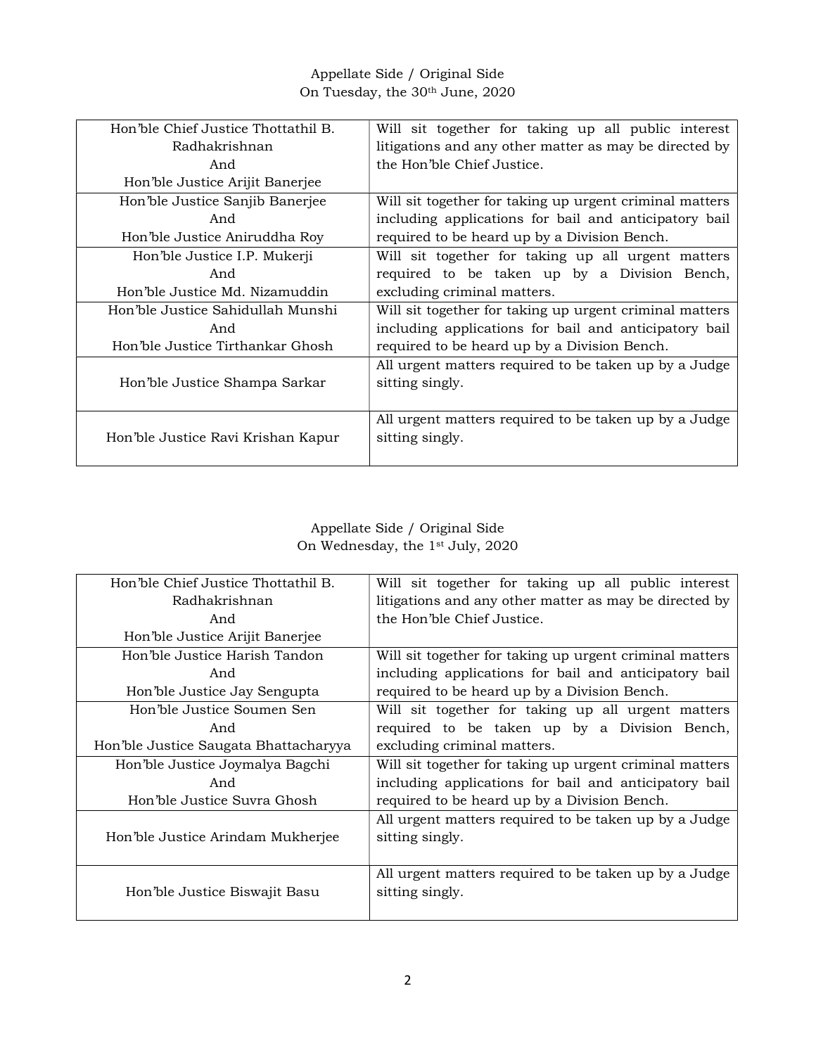Appellate Side / Original Side
On Tuesday, the 30th June, 2020

| | |
|---|---|
| Hon'ble Chief Justice Thottathil B. Radhakrishnan And Hon'ble Justice Arijit Banerjee | Will sit together for taking up all public interest litigations and any other matter as may be directed by the Hon'ble Chief Justice. |
| Hon'ble Justice Sanjib Banerjee And Hon'ble Justice Aniruddha Roy | Will sit together for taking up urgent criminal matters including applications for bail and anticipatory bail required to be heard up by a Division Bench. |
| Hon'ble Justice I.P. Mukerji And Hon'ble Justice Md. Nizamuddin | Will sit together for taking up all urgent matters required to be taken up by a Division Bench, excluding criminal matters. |
| Hon'ble Justice Sahidullah Munshi And Hon'ble Justice Tirthankar Ghosh | Will sit together for taking up urgent criminal matters including applications for bail and anticipatory bail required to be heard up by a Division Bench. |
| Hon'ble Justice Shampa Sarkar | All urgent matters required to be taken up by a Judge sitting singly. |
| Hon'ble Justice Ravi Krishan Kapur | All urgent matters required to be taken up by a Judge sitting singly. |

Appellate Side / Original Side
On Wednesday, the 1st July, 2020

| | |
|---|---|
| Hon'ble Chief Justice Thottathil B. Radhakrishnan And Hon'ble Justice Arijit Banerjee | Will sit together for taking up all public interest litigations and any other matter as may be directed by the Hon'ble Chief Justice. |
| Hon'ble Justice Harish Tandon And Hon'ble Justice Jay Sengupta | Will sit together for taking up urgent criminal matters including applications for bail and anticipatory bail required to be heard up by a Division Bench. |
| Hon'ble Justice Soumen Sen And Hon'ble Justice Saugata Bhattacharyya | Will sit together for taking up all urgent matters required to be taken up by a Division Bench, excluding criminal matters. |
| Hon'ble Justice Joymalya Bagchi And Hon'ble Justice Suvra Ghosh | Will sit together for taking up urgent criminal matters including applications for bail and anticipatory bail required to be heard up by a Division Bench. |
| Hon'ble Justice Arindam Mukherjee | All urgent matters required to be taken up by a Judge sitting singly. |
| Hon'ble Justice Biswajit Basu | All urgent matters required to be taken up by a Judge sitting singly. |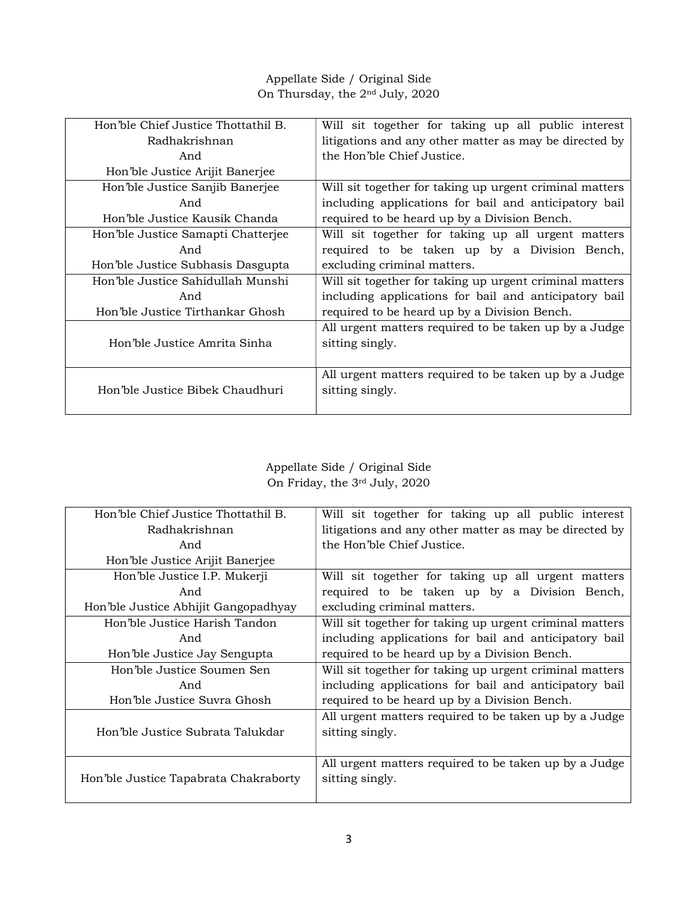Appellate Side / Original Side
On Thursday, the 2nd July, 2020

| | |
|---|---|
| Hon'ble Chief Justice Thottathil B. Radhakrishnan And Hon'ble Justice Arijit Banerjee | Will sit together for taking up all public interest litigations and any other matter as may be directed by the Hon'ble Chief Justice. |
| Hon'ble Justice Sanjib Banerjee And Hon'ble Justice Kausik Chanda | Will sit together for taking up urgent criminal matters including applications for bail and anticipatory bail required to be heard up by a Division Bench. |
| Hon'ble Justice Samapti Chatterjee And Hon'ble Justice Subhasis Dasgupta | Will sit together for taking up all urgent matters required to be taken up by a Division Bench, excluding criminal matters. |
| Hon'ble Justice Sahidullah Munshi And Hon'ble Justice Tirthankar Ghosh | Will sit together for taking up urgent criminal matters including applications for bail and anticipatory bail required to be heard up by a Division Bench. |
| Hon'ble Justice Amrita Sinha | All urgent matters required to be taken up by a Judge sitting singly. |
| Hon'ble Justice Bibek Chaudhuri | All urgent matters required to be taken up by a Judge sitting singly. |

Appellate Side / Original Side
On Friday, the 3rd July, 2020

| | |
|---|---|
| Hon'ble Chief Justice Thottathil B. Radhakrishnan And Hon'ble Justice Arijit Banerjee | Will sit together for taking up all public interest litigations and any other matter as may be directed by the Hon'ble Chief Justice. |
| Hon'ble Justice I.P. Mukerji And Hon'ble Justice Abhijit Gangopadhyay | Will sit together for taking up all urgent matters required to be taken up by a Division Bench, excluding criminal matters. |
| Hon'ble Justice Harish Tandon And Hon'ble Justice Jay Sengupta | Will sit together for taking up urgent criminal matters including applications for bail and anticipatory bail required to be heard up by a Division Bench. |
| Hon'ble Justice Soumen Sen And Hon'ble Justice Suvra Ghosh | Will sit together for taking up urgent criminal matters including applications for bail and anticipatory bail required to be heard up by a Division Bench. |
| Hon'ble Justice Subrata Talukdar | All urgent matters required to be taken up by a Judge sitting singly. |
| Hon'ble Justice Tapabrata Chakraborty | All urgent matters required to be taken up by a Judge sitting singly. |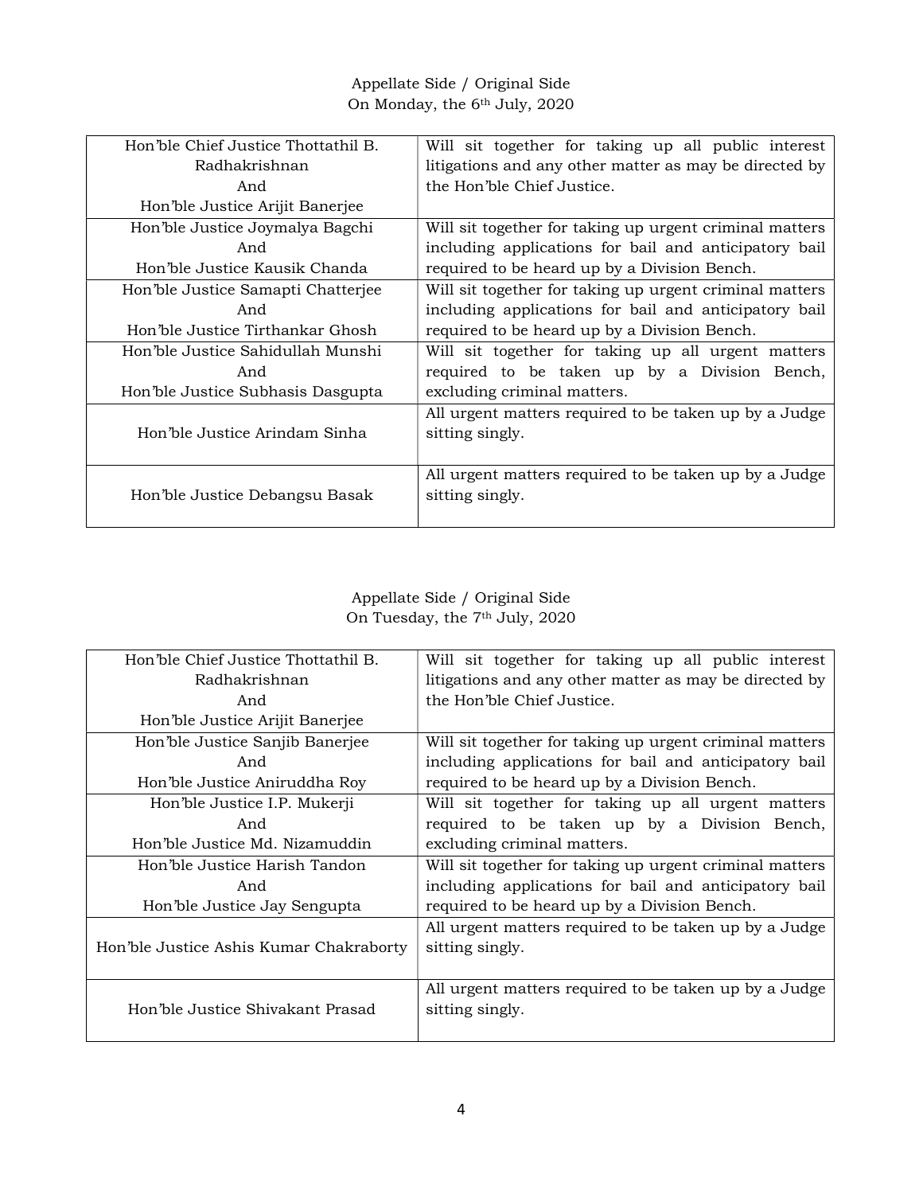Appellate Side / Original Side
On Monday, the 6th July, 2020

| | |
|---|---|
| Hon'ble Chief Justice Thottathil B. Radhakrishnan And Hon'ble Justice Arijit Banerjee | Will sit together for taking up all public interest litigations and any other matter as may be directed by the Hon'ble Chief Justice. |
| Hon'ble Justice Joymalya Bagchi And Hon'ble Justice Kausik Chanda | Will sit together for taking up urgent criminal matters including applications for bail and anticipatory bail required to be heard up by a Division Bench. |
| Hon'ble Justice Samapti Chatterjee And Hon'ble Justice Tirthankar Ghosh | Will sit together for taking up urgent criminal matters including applications for bail and anticipatory bail required to be heard up by a Division Bench. |
| Hon'ble Justice Sahidullah Munshi And Hon'ble Justice Subhasis Dasgupta | Will sit together for taking up all urgent matters required to be taken up by a Division Bench, excluding criminal matters. |
| Hon'ble Justice Arindam Sinha | All urgent matters required to be taken up by a Judge sitting singly. |
| Hon'ble Justice Debangsu Basak | All urgent matters required to be taken up by a Judge sitting singly. |

Appellate Side / Original Side
On Tuesday, the 7th July, 2020

| | |
|---|---|
| Hon'ble Chief Justice Thottathil B. Radhakrishnan And Hon'ble Justice Arijit Banerjee | Will sit together for taking up all public interest litigations and any other matter as may be directed by the Hon'ble Chief Justice. |
| Hon'ble Justice Sanjib Banerjee And Hon'ble Justice Aniruddha Roy | Will sit together for taking up urgent criminal matters including applications for bail and anticipatory bail required to be heard up by a Division Bench. |
| Hon'ble Justice I.P. Mukerji And Hon'ble Justice Md. Nizamuddin | Will sit together for taking up all urgent matters required to be taken up by a Division Bench, excluding criminal matters. |
| Hon'ble Justice Harish Tandon And Hon'ble Justice Jay Sengupta | Will sit together for taking up urgent criminal matters including applications for bail and anticipatory bail required to be heard up by a Division Bench. |
| Hon'ble Justice Ashis Kumar Chakraborty | All urgent matters required to be taken up by a Judge sitting singly. |
| Hon'ble Justice Shivakant Prasad | All urgent matters required to be taken up by a Judge sitting singly. |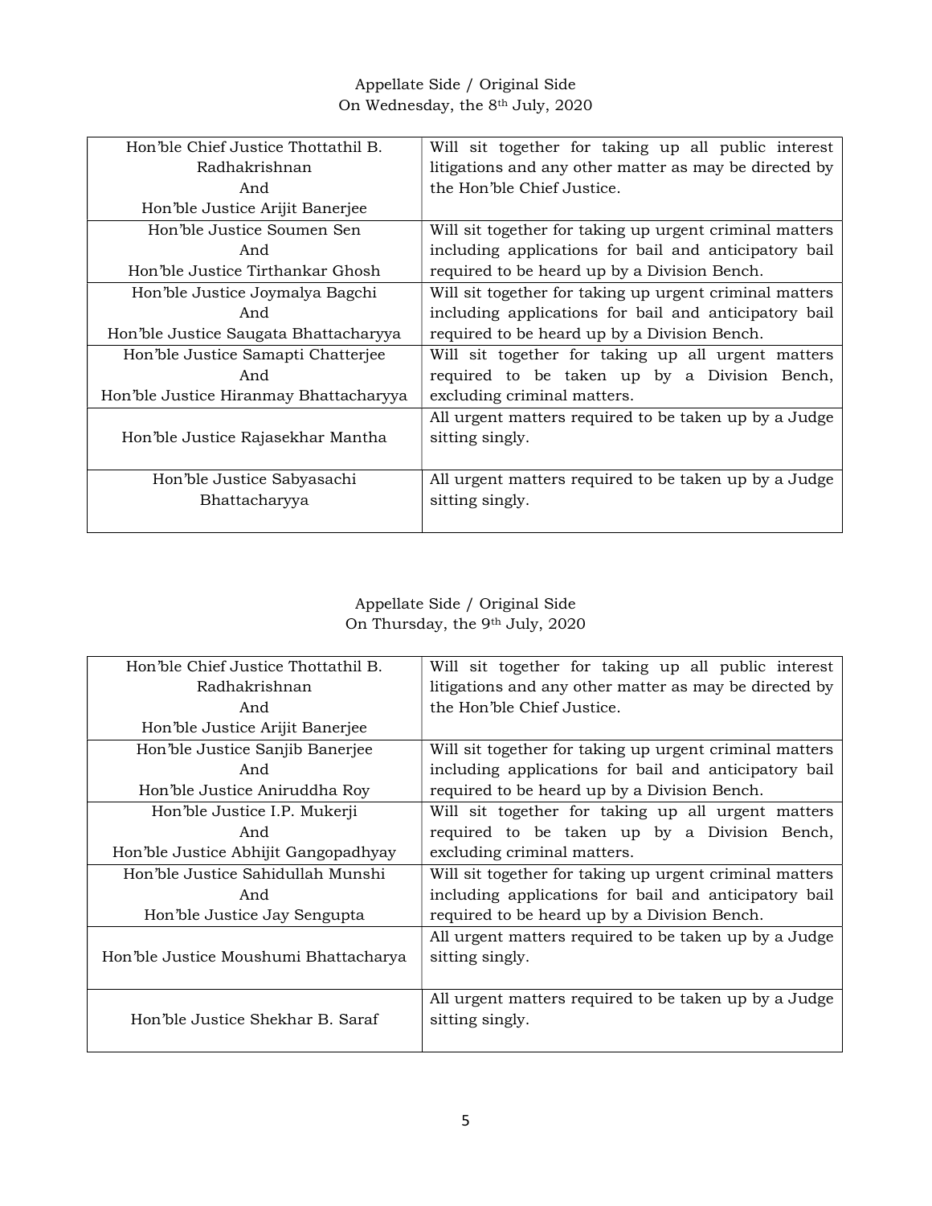Appellate Side / Original Side
On Wednesday, the 8th July, 2020

| | |
|---|---|
| Hon'ble Chief Justice Thottathil B. Radhakrishnan And Hon'ble Justice Arijit Banerjee | Will sit together for taking up all public interest litigations and any other matter as may be directed by the Hon'ble Chief Justice. |
| Hon'ble Justice Soumen Sen And Hon'ble Justice Tirthankar Ghosh | Will sit together for taking up urgent criminal matters including applications for bail and anticipatory bail required to be heard up by a Division Bench. |
| Hon'ble Justice Joymalya Bagchi And Hon'ble Justice Saugata Bhattacharyya | Will sit together for taking up urgent criminal matters including applications for bail and anticipatory bail required to be heard up by a Division Bench. |
| Hon'ble Justice Samapti Chatterjee And Hon'ble Justice Hiranmay Bhattacharyya | Will sit together for taking up all urgent matters required to be taken up by a Division Bench, excluding criminal matters. |
| Hon'ble Justice Rajasekhar Mantha | All urgent matters required to be taken up by a Judge sitting singly. |
| Hon'ble Justice Sabyasachi Bhattacharyya | All urgent matters required to be taken up by a Judge sitting singly. |

Appellate Side / Original Side
On Thursday, the 9th July, 2020

| | |
|---|---|
| Hon'ble Chief Justice Thottathil B. Radhakrishnan And Hon'ble Justice Arijit Banerjee | Will sit together for taking up all public interest litigations and any other matter as may be directed by the Hon'ble Chief Justice. |
| Hon'ble Justice Sanjib Banerjee And Hon'ble Justice Aniruddha Roy | Will sit together for taking up urgent criminal matters including applications for bail and anticipatory bail required to be heard up by a Division Bench. |
| Hon'ble Justice I.P. Mukerji And Hon'ble Justice Abhijit Gangopadhyay | Will sit together for taking up all urgent matters required to be taken up by a Division Bench, excluding criminal matters. |
| Hon'ble Justice Sahidullah Munshi And Hon'ble Justice Jay Sengupta | Will sit together for taking up urgent criminal matters including applications for bail and anticipatory bail required to be heard up by a Division Bench. |
| Hon'ble Justice Moushumi Bhattacharya | All urgent matters required to be taken up by a Judge sitting singly. |
| Hon'ble Justice Shekhar B. Saraf | All urgent matters required to be taken up by a Judge sitting singly. |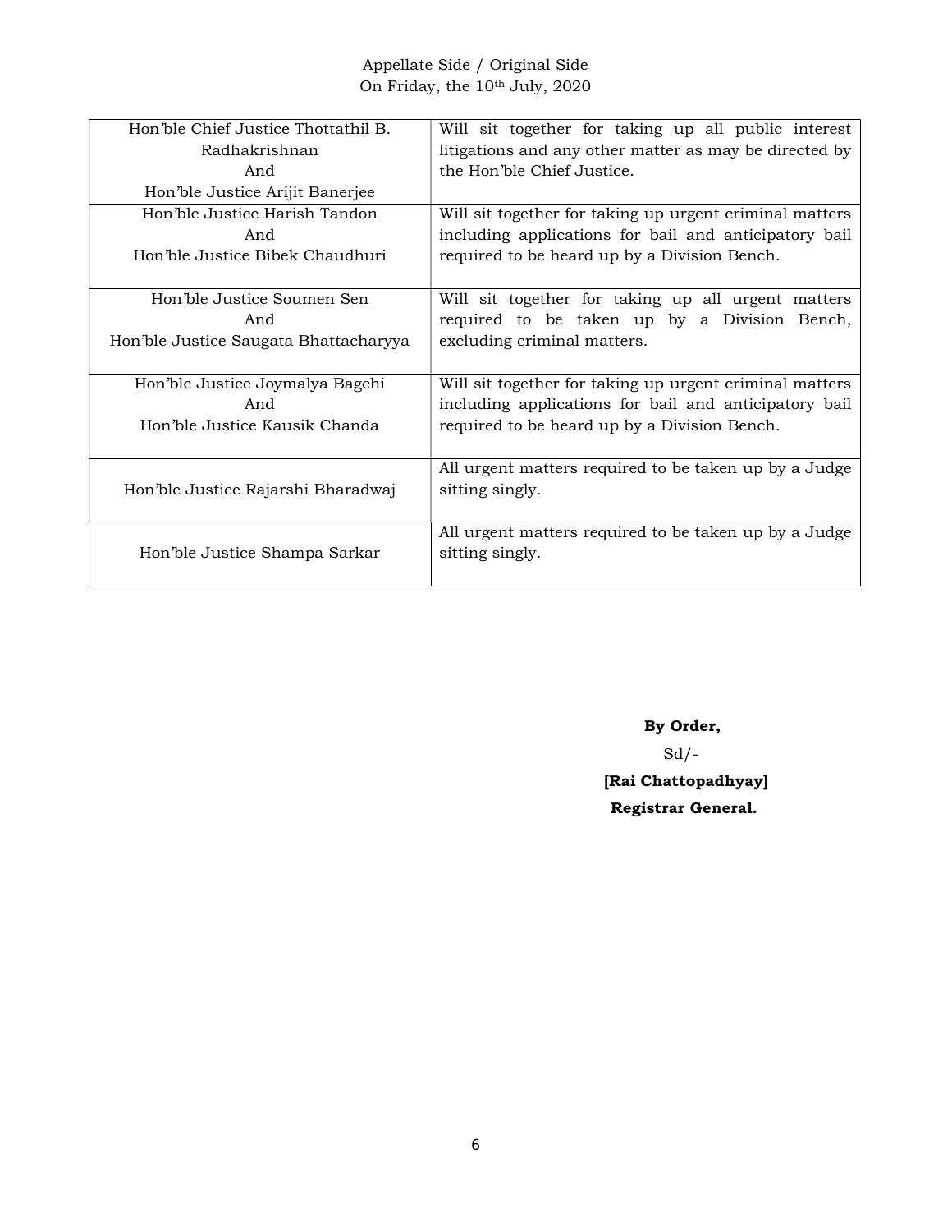Appellate Side / Original Side
On Friday, the 10th July, 2020

| | |
|---|---|
| Hon'ble Chief Justice Thottathil B. Radhakrishnan And Hon'ble Justice Arijit Banerjee | Will sit together for taking up all public interest litigations and any other matter as may be directed by the Hon'ble Chief Justice. |
| Hon'ble Justice Harish Tandon And Hon'ble Justice Bibek Chaudhuri | Will sit together for taking up urgent criminal matters including applications for bail and anticipatory bail required to be heard up by a Division Bench. |
| Hon'ble Justice Soumen Sen And Hon'ble Justice Saugata Bhattacharyya | Will sit together for taking up all urgent matters required to be taken up by a Division Bench, excluding criminal matters. |
| Hon'ble Justice Joymalya Bagchi And Hon'ble Justice Kausik Chanda | Will sit together for taking up urgent criminal matters including applications for bail and anticipatory bail required to be heard up by a Division Bench. |
| Hon'ble Justice Rajarshi Bharadwaj | All urgent matters required to be taken up by a Judge sitting singly. |
| Hon'ble Justice Shampa Sarkar | All urgent matters required to be taken up by a Judge sitting singly. |

**By Order,**

Sd/-

**[Rai Chattopadhyay]**

**Registrar General.**